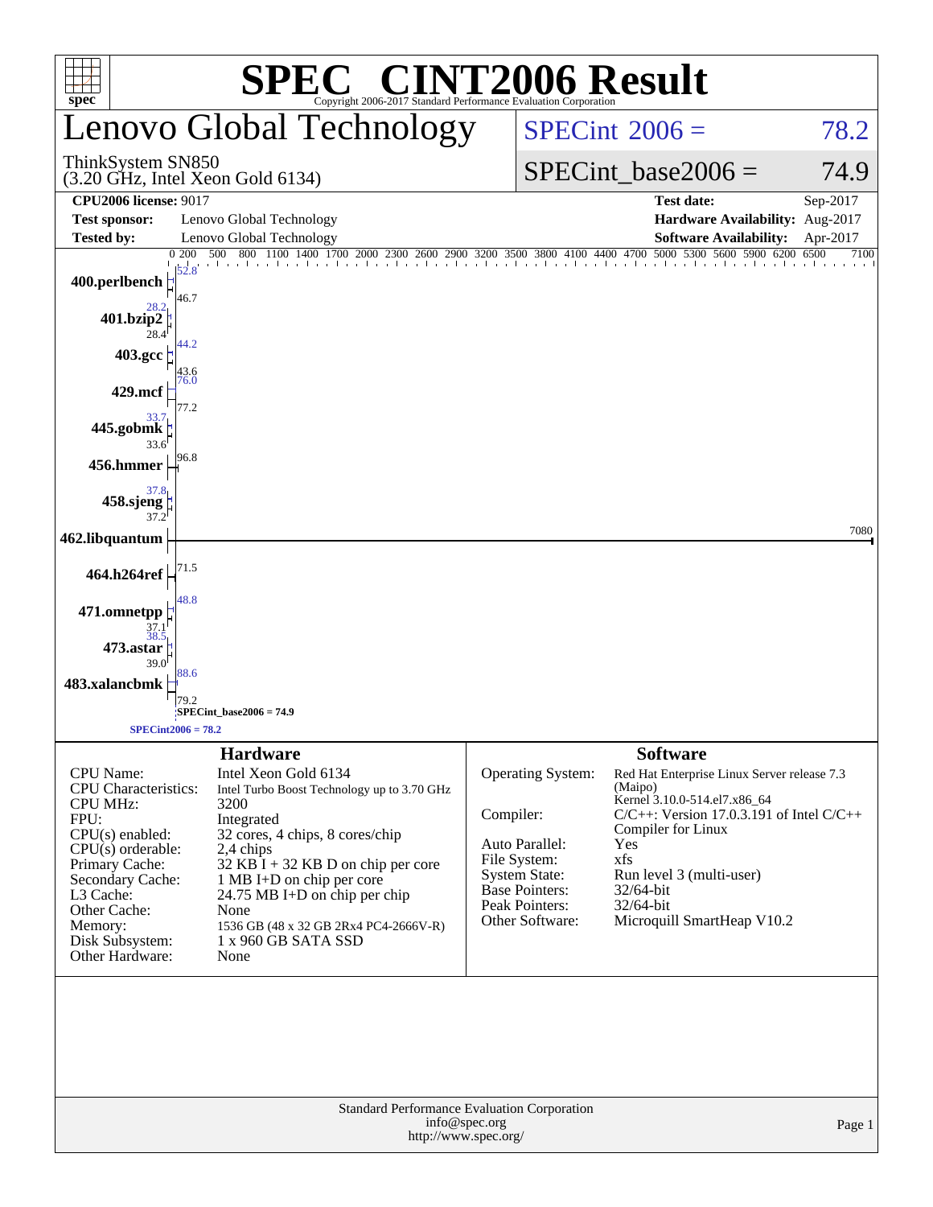# SPEC® CINT2006 Result

Copyright 2006-2017 Standard Performance Evaluation Corporation

# Lenovo Global Technology

ThinkSystem SN850
(3.20 GHz, Intel Xeon Gold 6134)

SPECint® 2006 = 78.2

SPECint_base2006 = 74.9

| | | | |
|---|---|---|---|
| **CPU2006 license:** 9017 | | **Test date:** | Sep-2017 |
| **Test sponsor:** | Lenovo Global Technology | **Hardware Availability:** | Aug-2017 |
| **Tested by:** | Lenovo Global Technology | **Software Availability:** | Apr-2017 |

| Benchmark | Peak | Base |
|---|---|---|
| 400.perlbench | 52.8 | 46.7 |
| 401.bzip2 | 28.2 | 28.4 |
| 403.gcc | 44.2 | 43.6 |
| 429.mcf | 76.0 | 77.2 |
| 445.gobmk | 33.7 | 33.6 |
| 456.hmmer | 96.8 | |
| 458.sjeng | 37.8 | 37.2 |
| 462.libquantum | 7080 | |
| 464.h264ref | 71.5 | |
| 471.omnetpp | 48.8 | 37.1 |
| 473.astar | 38.5 | 39.0 |
| 483.xalancbmk | 88.6 | 79.2 |

SPECint_base2006 = 74.9

SPECint2006 = 78.2

## Hardware

| | |
|---|---|
| CPU Name: | Intel Xeon Gold 6134 |
| CPU Characteristics: | Intel Turbo Boost Technology up to 3.70 GHz |
| CPU MHz: | 3200 |
| FPU: | Integrated |
| CPU(s) enabled: | 32 cores, 4 chips, 8 cores/chip |
| CPU(s) orderable: | 2,4 chips |
| Primary Cache: | 32 KB I + 32 KB D on chip per core |
| Secondary Cache: | 1 MB I+D on chip per core |
| L3 Cache: | 24.75 MB I+D on chip per chip |
| Other Cache: | None |
| Memory: | 1536 GB (48 x 32 GB 2Rx4 PC4-2666V-R) |
| Disk Subsystem: | 1 x 960 GB SATA SSD |
| Other Hardware: | None |

## Software

| | |
|---|---|
| Operating System: | Red Hat Enterprise Linux Server release 7.3 (Maipo) Kernel 3.10.0-514.el7.x86_64 |
| Compiler: | C/C++: Version 17.0.3.191 of Intel C/C++ Compiler for Linux |
| Auto Parallel: | Yes |
| File System: | xfs |
| System State: | Run level 3 (multi-user) |
| Base Pointers: | 32/64-bit |
| Peak Pointers: | 32/64-bit |
| Other Software: | Microquill SmartHeap V10.2 |

Standard Performance Evaluation Corporation
info@spec.org
http://www.spec.org/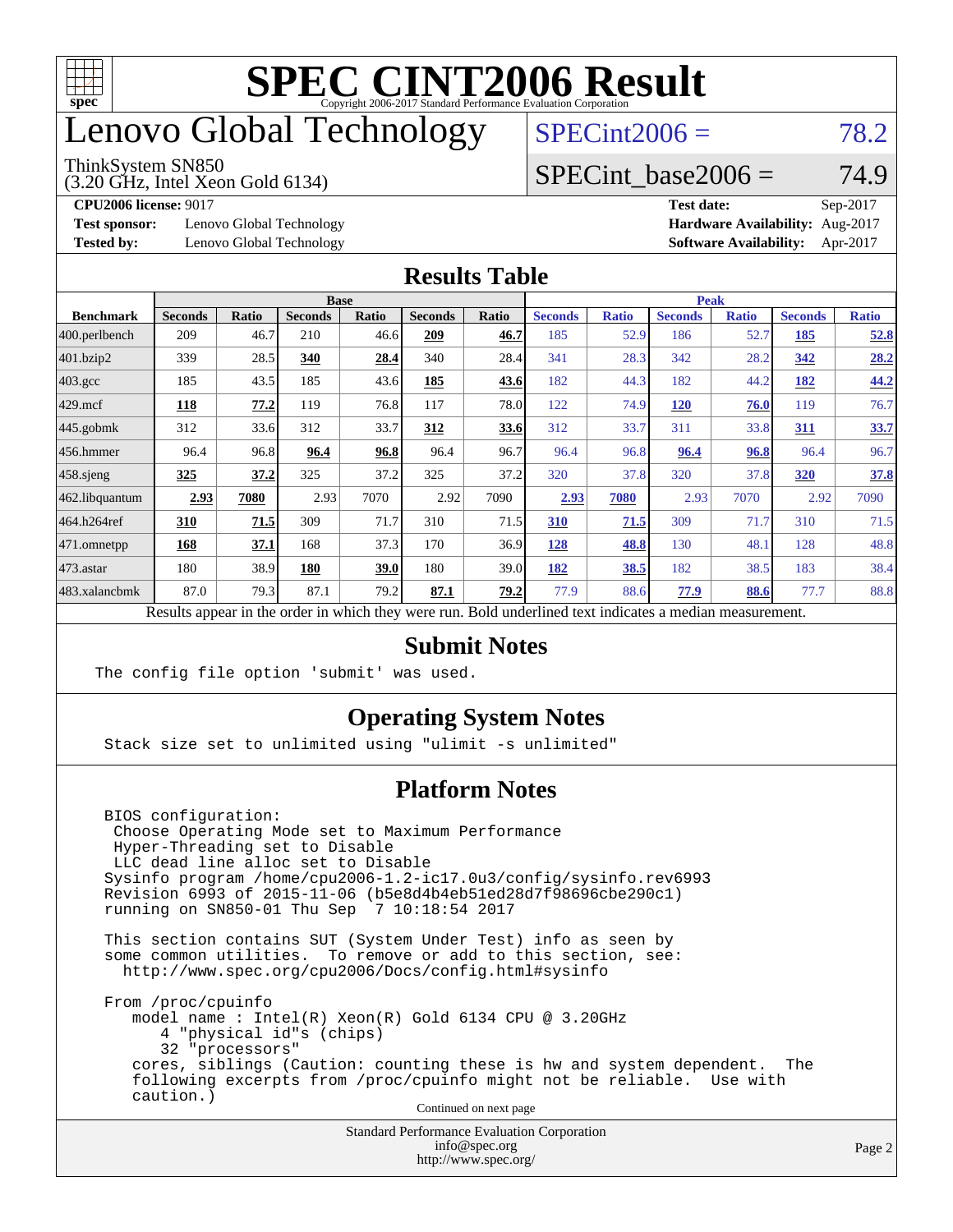# SPEC CINT2006 Result

Copyright 2006-2017 Standard Performance Evaluation Corporation

# Lenovo Global Technology

ThinkSystem SN850
(3.20 GHz, Intel Xeon Gold 6134)

SPECint2006 = 78.2

SPECint_base2006 = 74.9

**CPU2006 license:** 9017
**Test sponsor:** Lenovo Global Technology
**Tested by:** Lenovo Global Technology

**Test date:** Sep-2017
**Hardware Availability:** Aug-2017
**Software Availability:** Apr-2017

## Results Table

| Benchmark | Base | | | | | | Peak | | | | | |
|---|---|---|---|---|---|---|---|---|---|---|---|---|
| | Seconds | Ratio | Seconds | Ratio | Seconds | Ratio | Seconds | Ratio | Seconds | Ratio | Seconds | Ratio |
| 400.perlbench | 209 | 46.7 | 210 | 46.6 | **209** | **46.7** | 185 | 52.9 | 186 | 52.7 | **185** | **52.8** |
| 401.bzip2 | 339 | 28.5 | **340** | **28.4** | 340 | 28.4 | 341 | 28.3 | 342 | 28.2 | **342** | **28.2** |
| 403.gcc | 185 | 43.5 | 185 | 43.6 | **185** | **43.6** | 182 | 44.3 | 182 | 44.2 | **182** | **44.2** |
| 429.mcf | **118** | **77.2** | 119 | 76.8 | 117 | 78.0 | 122 | 74.9 | **120** | **76.0** | 119 | 76.7 |
| 445.gobmk | 312 | 33.6 | 312 | 33.7 | **312** | **33.6** | 312 | 33.7 | 311 | 33.8 | **311** | **33.7** |
| 456.hmmer | 96.4 | 96.8 | **96.4** | **96.8** | 96.4 | 96.7 | 96.4 | 96.8 | **96.4** | **96.8** | 96.4 | 96.7 |
| 458.sjeng | **325** | **37.2** | 325 | 37.2 | 325 | 37.2 | 320 | 37.8 | 320 | 37.8 | **320** | **37.8** |
| 462.libquantum | **2.93** | **7080** | 2.93 | 7070 | 2.92 | 7090 | **2.93** | **7080** | 2.93 | 7070 | 2.92 | 7090 |
| 464.h264ref | **310** | **71.5** | 309 | 71.7 | 310 | 71.5 | **310** | **71.5** | 309 | 71.7 | 310 | 71.5 |
| 471.omnetpp | **168** | **37.1** | 168 | 37.3 | 170 | 36.9 | **128** | **48.8** | 130 | 48.1 | 128 | 48.8 |
| 473.astar | 180 | 38.9 | **180** | **39.0** | 180 | 39.0 | **182** | **38.5** | 182 | 38.5 | 183 | 38.4 |
| 483.xalancbmk | 87.0 | 79.3 | 87.1 | 79.2 | **87.1** | **79.2** | 77.9 | 88.6 | **77.9** | **88.6** | 77.7 | 88.8 |

Results appear in the order in which they were run. Bold underlined text indicates a median measurement.

## Submit Notes

```
The config file option 'submit' was used.
```

## Operating System Notes

```
Stack size set to unlimited using "ulimit -s unlimited"
```

## Platform Notes

```
BIOS configuration:
 Choose Operating Mode set to Maximum Performance
 Hyper-Threading set to Disable
 LLC dead line alloc set to Disable
Sysinfo program /home/cpu2006-1.2-ic17.0u3/config/sysinfo.rev6993
Revision 6993 of 2015-11-06 (b5e8d4b4eb51ed28d7f98696cbe290c1)
running on SN850-01 Thu Sep  7 10:18:54 2017

This section contains SUT (System Under Test) info as seen by
some common utilities.  To remove or add to this section, see:
  http://www.spec.org/cpu2006/Docs/config.html#sysinfo

From /proc/cpuinfo
   model name : Intel(R) Xeon(R) Gold 6134 CPU @ 3.20GHz
      4 "physical id"s (chips)
      32 "processors"
   cores, siblings (Caution: counting these is hw and system dependent.  The
   following excerpts from /proc/cpuinfo might not be reliable.  Use with
   caution.)
```

Continued on next page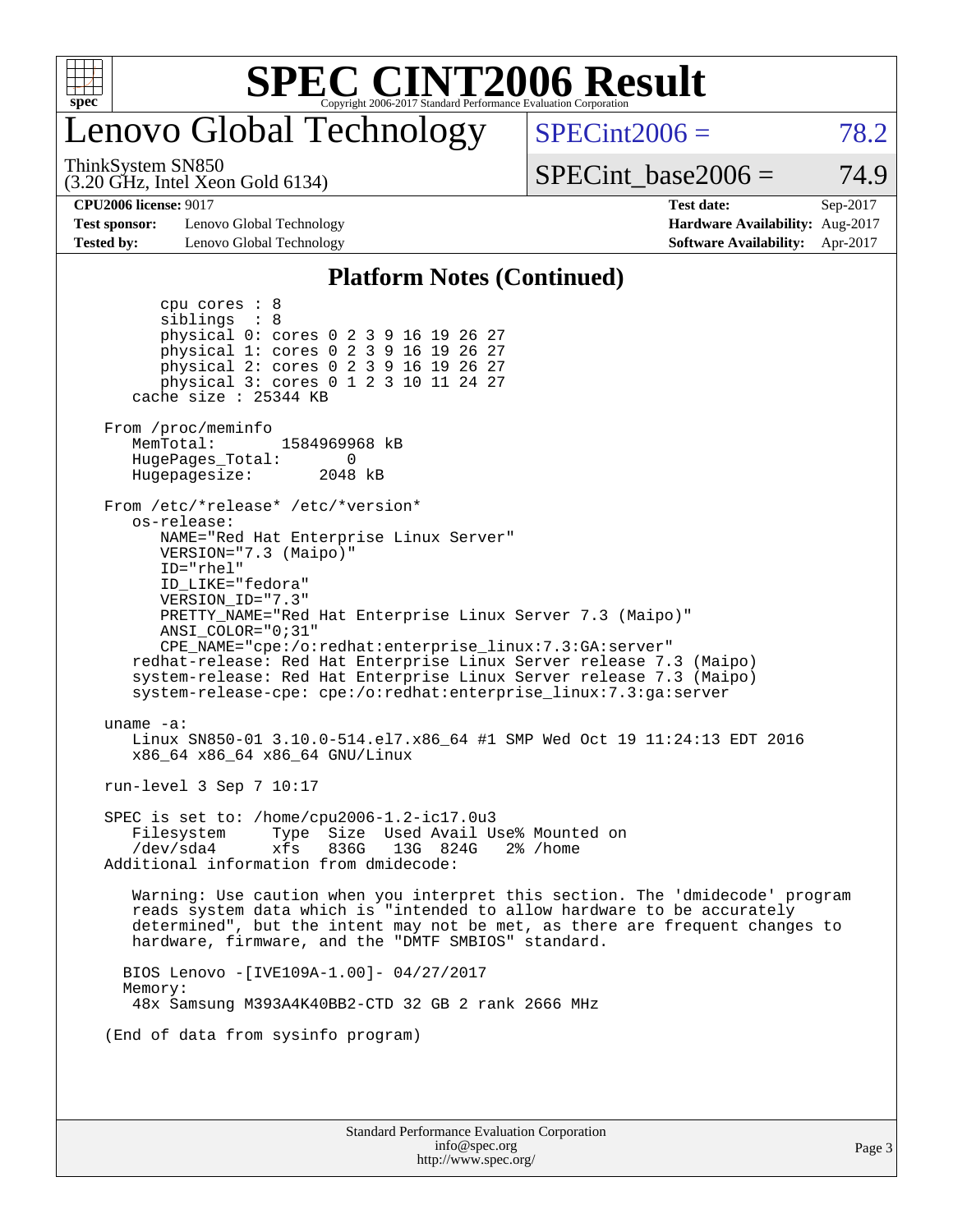# SPEC CINT2006 Result

## Lenovo Global Technology

ThinkSystem SN850
(3.20 GHz, Intel Xeon Gold 6134)

SPECint2006 = 78.2

SPECint_base2006 = 74.9

| | | | |
|---|---|---|---|
| **CPU2006 license:** 9017 | | **Test date:** | Sep-2017 |
| **Test sponsor:** | Lenovo Global Technology | **Hardware Availability:** | Aug-2017 |
| **Tested by:** | Lenovo Global Technology | **Software Availability:** | Apr-2017 |

### Platform Notes (Continued)

```
        cpu cores : 8
        siblings  : 8
        physical 0: cores 0 2 3 9 16 19 26 27
        physical 1: cores 0 2 3 9 16 19 26 27
        physical 2: cores 0 2 3 9 16 19 26 27
        physical 3: cores 0 1 2 3 10 11 24 27
     cache size : 25344 KB

  From /proc/meminfo
     MemTotal:       1584969968 kB
     HugePages_Total:       0
     Hugepagesize:       2048 kB

  From /etc/*release* /etc/*version*
     os-release:
        NAME="Red Hat Enterprise Linux Server"
        VERSION="7.3 (Maipo)"
        ID="rhel"
        ID_LIKE="fedora"
        VERSION_ID="7.3"
        PRETTY_NAME="Red Hat Enterprise Linux Server 7.3 (Maipo)"
        ANSI_COLOR="0;31"
        CPE_NAME="cpe:/o:redhat:enterprise_linux:7.3:GA:server"
     redhat-release: Red Hat Enterprise Linux Server release 7.3 (Maipo)
     system-release: Red Hat Enterprise Linux Server release 7.3 (Maipo)
     system-release-cpe: cpe:/o:redhat:enterprise_linux:7.3:ga:server

  uname -a:
     Linux SN850-01 3.10.0-514.el7.x86_64 #1 SMP Wed Oct 19 11:24:13 EDT 2016
     x86_64 x86_64 x86_64 GNU/Linux

  run-level 3 Sep 7 10:17

  SPEC is set to: /home/cpu2006-1.2-ic17.0u3
     Filesystem     Type  Size  Used Avail Use% Mounted on
     /dev/sda4      xfs   836G   13G  824G   2% /home
  Additional information from dmidecode:

     Warning: Use caution when you interpret this section. The 'dmidecode' program
     reads system data which is "intended to allow hardware to be accurately
     determined", but the intent may not be met, as there are frequent changes to
     hardware, firmware, and the "DMTF SMBIOS" standard.

    BIOS Lenovo -[IVE109A-1.00]- 04/27/2017
    Memory:
     48x Samsung M393A4K40BB2-CTD 32 GB 2 rank 2666 MHz

  (End of data from sysinfo program)
```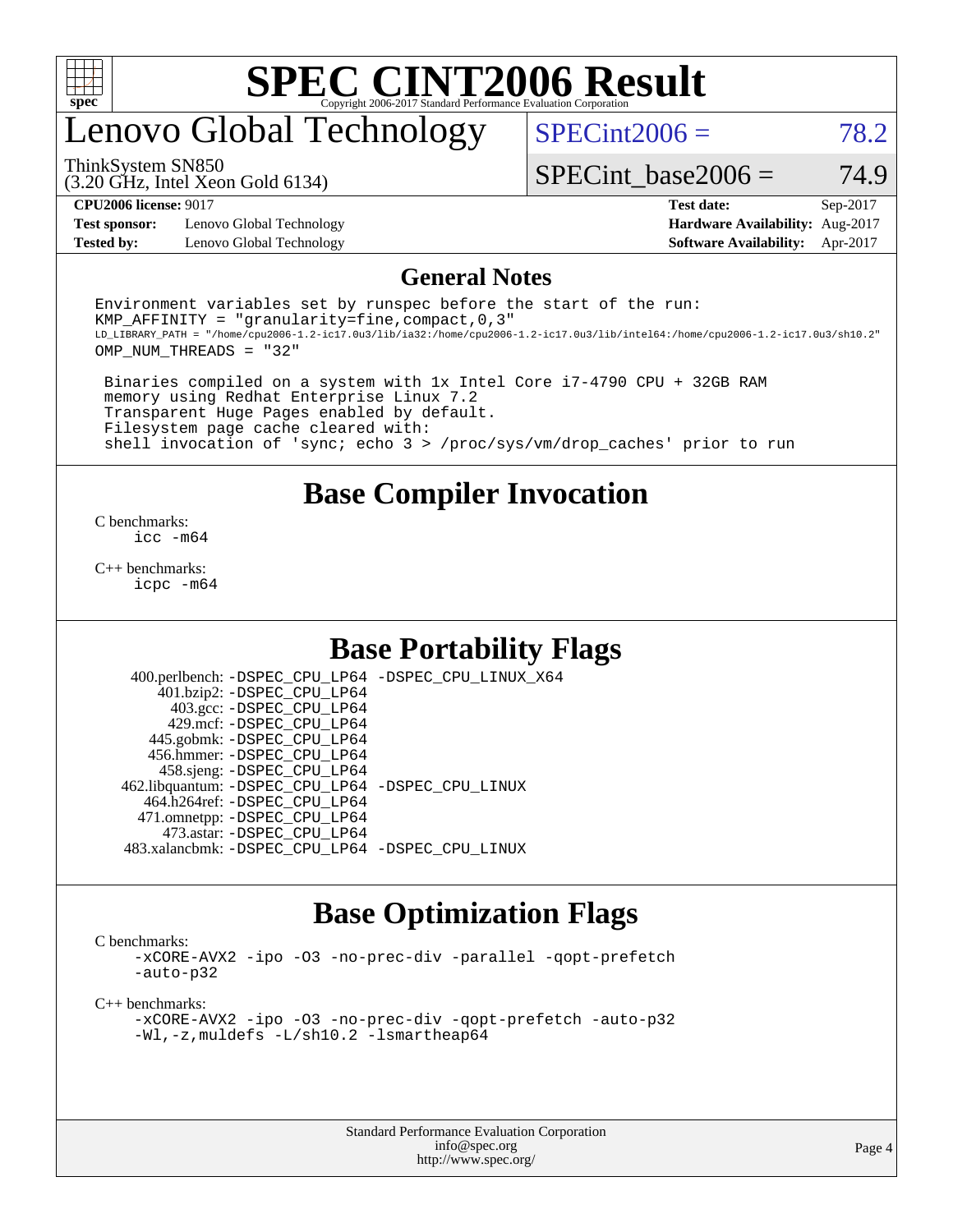# SPEC CINT2006 Result

Copyright 2006-2017 Standard Performance Evaluation Corporation

# Lenovo Global Technology

ThinkSystem SN850
(3.20 GHz, Intel Xeon Gold 6134)

SPECint2006 = 78.2

SPECint_base2006 = 74.9

**CPU2006 license:** 9017
**Test sponsor:** Lenovo Global Technology
**Tested by:** Lenovo Global Technology

**Test date:** Sep-2017
**Hardware Availability:** Aug-2017
**Software Availability:** Apr-2017

## General Notes

```
Environment variables set by runspec before the start of the run:
KMP_AFFINITY = "granularity=fine,compact,0,3"
LD_LIBRARY_PATH = "/home/cpu2006-1.2-ic17.0u3/lib/ia32:/home/cpu2006-1.2-ic17.0u3/lib/intel64:/home/cpu2006-1.2-ic17.0u3/sh10.2"
OMP_NUM_THREADS = "32"

 Binaries compiled on a system with 1x Intel Core i7-4790 CPU + 32GB RAM
 memory using Redhat Enterprise Linux 7.2
 Transparent Huge Pages enabled by default.
 Filesystem page cache cleared with:
 shell invocation of 'sync; echo 3 > /proc/sys/vm/drop_caches' prior to run
```

## Base Compiler Invocation

C benchmarks:
icc -m64

C++ benchmarks:
icpc -m64

## Base Portability Flags

400.perlbench: -DSPEC_CPU_LP64 -DSPEC_CPU_LINUX_X64
401.bzip2: -DSPEC_CPU_LP64
403.gcc: -DSPEC_CPU_LP64
429.mcf: -DSPEC_CPU_LP64
445.gobmk: -DSPEC_CPU_LP64
456.hmmer: -DSPEC_CPU_LP64
458.sjeng: -DSPEC_CPU_LP64
462.libquantum: -DSPEC_CPU_LP64 -DSPEC_CPU_LINUX
464.h264ref: -DSPEC_CPU_LP64
471.omnetpp: -DSPEC_CPU_LP64
473.astar: -DSPEC_CPU_LP64
483.xalancbmk: -DSPEC_CPU_LP64 -DSPEC_CPU_LINUX

## Base Optimization Flags

C benchmarks:
-xCORE-AVX2 -ipo -O3 -no-prec-div -parallel -qopt-prefetch -auto-p32

C++ benchmarks:
-xCORE-AVX2 -ipo -O3 -no-prec-div -qopt-prefetch -auto-p32 -Wl,-z,muldefs -L/sh10.2 -lsmartheap64

Standard Performance Evaluation Corporation
info@spec.org
http://www.spec.org/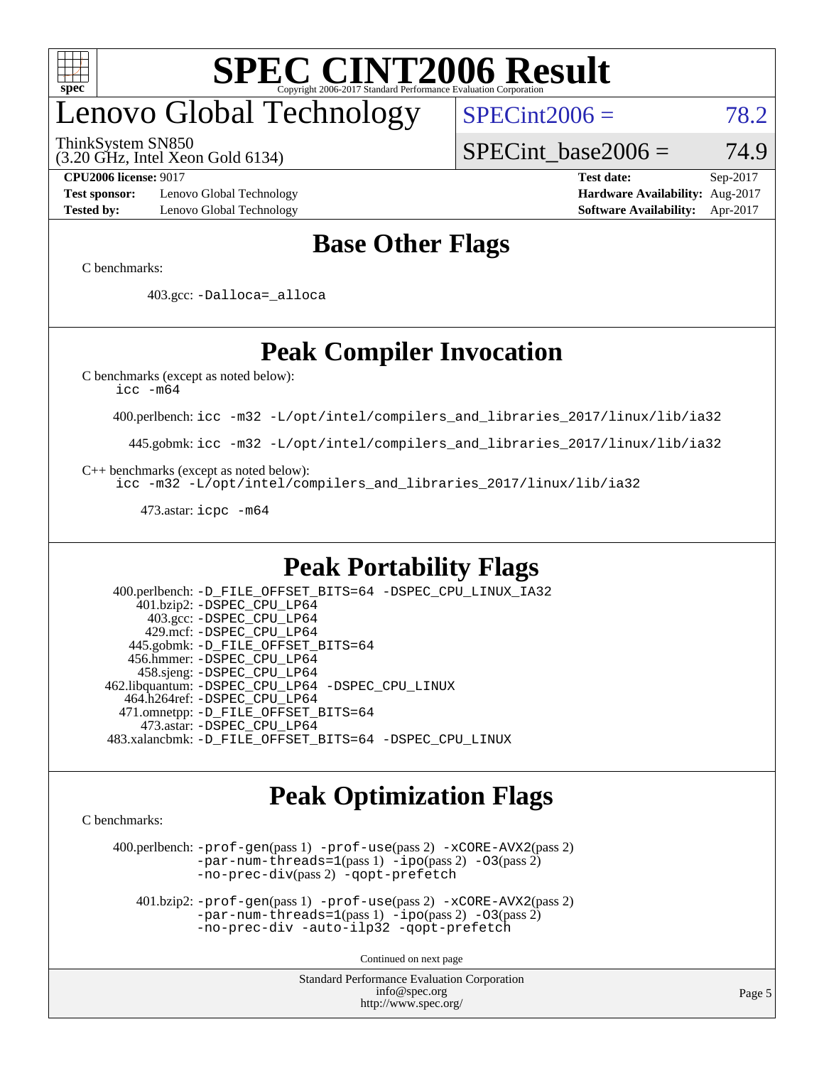# SPEC CINT2006 Result

## Lenovo Global Technology

ThinkSystem SN850
(3.20 GHz, Intel Xeon Gold 6134)

SPECint2006 = 78.2

SPECint_base2006 = 74.9

**CPU2006 license:** 9017
**Test sponsor:** Lenovo Global Technology
**Tested by:** Lenovo Global Technology

**Test date:** Sep-2017
**Hardware Availability:** Aug-2017
**Software Availability:** Apr-2017

## Base Other Flags

C benchmarks:

403.gcc: -Dalloca=_alloca

## Peak Compiler Invocation

C benchmarks (except as noted below):
icc -m64

400.perlbench: icc -m32 -L/opt/intel/compilers_and_libraries_2017/linux/lib/ia32

445.gobmk: icc -m32 -L/opt/intel/compilers_and_libraries_2017/linux/lib/ia32

C++ benchmarks (except as noted below):
icc -m32 -L/opt/intel/compilers_and_libraries_2017/linux/lib/ia32

473.astar: icpc -m64

## Peak Portability Flags

400.perlbench: -D_FILE_OFFSET_BITS=64 -DSPEC_CPU_LINUX_IA32
401.bzip2: -DSPEC_CPU_LP64
403.gcc: -DSPEC_CPU_LP64
429.mcf: -DSPEC_CPU_LP64
445.gobmk: -D_FILE_OFFSET_BITS=64
456.hmmer: -DSPEC_CPU_LP64
458.sjeng: -DSPEC_CPU_LP64
462.libquantum: -DSPEC_CPU_LP64 -DSPEC_CPU_LINUX
464.h264ref: -DSPEC_CPU_LP64
471.omnetpp: -D_FILE_OFFSET_BITS=64
473.astar: -DSPEC_CPU_LP64
483.xalancbmk: -D_FILE_OFFSET_BITS=64 -DSPEC_CPU_LINUX

## Peak Optimization Flags

C benchmarks:

400.perlbench: -prof-gen(pass 1) -prof-use(pass 2) -xCORE-AVX2(pass 2) -par-num-threads=1(pass 1) -ipo(pass 2) -O3(pass 2) -no-prec-div(pass 2) -qopt-prefetch

401.bzip2: -prof-gen(pass 1) -prof-use(pass 2) -xCORE-AVX2(pass 2) -par-num-threads=1(pass 1) -ipo(pass 2) -O3(pass 2) -no-prec-div -auto-ilp32 -qopt-prefetch

Continued on next page

Standard Performance Evaluation Corporation
info@spec.org
http://www.spec.org/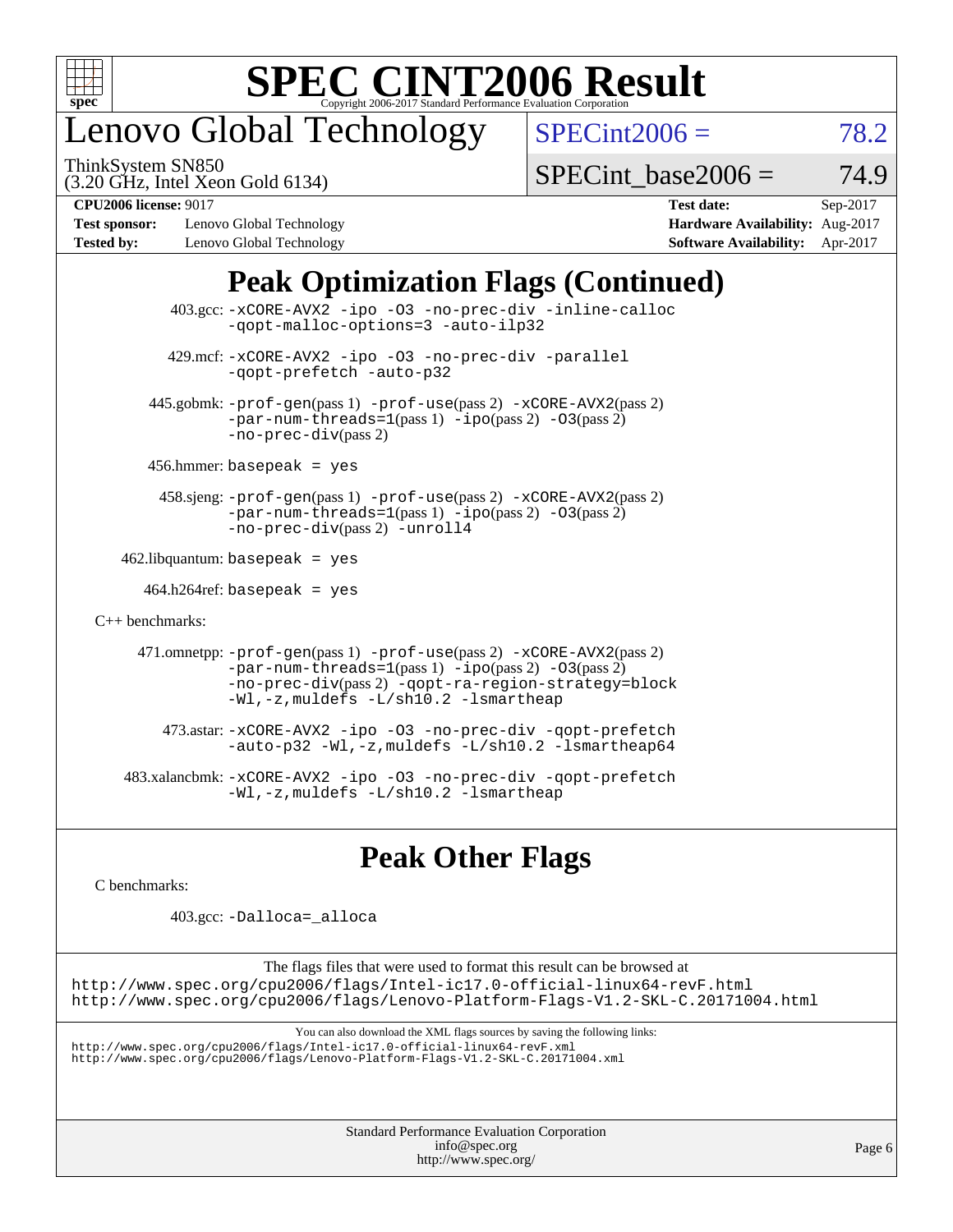# SPEC CINT2006 Result

Copyright 2006-2017 Standard Performance Evaluation Corporation

## Lenovo Global Technology

ThinkSystem SN850
(3.20 GHz, Intel Xeon Gold 6134)

SPECint2006 = 78.2

SPECint_base2006 = 74.9

| | | | |
|---|---|---|---|
| **CPU2006 license:** 9017 | | **Test date:** | Sep-2017 |
| **Test sponsor:** | Lenovo Global Technology | **Hardware Availability:** | Aug-2017 |
| **Tested by:** | Lenovo Global Technology | **Software Availability:** | Apr-2017 |

## Peak Optimization Flags (Continued)

403.gcc: -xCORE-AVX2 -ipo -O3 -no-prec-div -inline-calloc -qopt-malloc-options=3 -auto-ilp32

429.mcf: -xCORE-AVX2 -ipo -O3 -no-prec-div -parallel -qopt-prefetch -auto-p32

445.gobmk: -prof-gen(pass 1) -prof-use(pass 2) -xCORE-AVX2(pass 2) -par-num-threads=1(pass 1) -ipo(pass 2) -O3(pass 2) -no-prec-div(pass 2)

456.hmmer: basepeak = yes

458.sjeng: -prof-gen(pass 1) -prof-use(pass 2) -xCORE-AVX2(pass 2) -par-num-threads=1(pass 1) -ipo(pass 2) -O3(pass 2) -no-prec-div(pass 2) -unroll4

462.libquantum: basepeak = yes

464.h264ref: basepeak = yes

C++ benchmarks:

471.omnetpp: -prof-gen(pass 1) -prof-use(pass 2) -xCORE-AVX2(pass 2) -par-num-threads=1(pass 1) -ipo(pass 2) -O3(pass 2) -no-prec-div(pass 2) -qopt-ra-region-strategy=block -Wl,-z,muldefs -L/sh10.2 -lsmartheap

473.astar: -xCORE-AVX2 -ipo -O3 -no-prec-div -qopt-prefetch -auto-p32 -Wl,-z,muldefs -L/sh10.2 -lsmartheap64

483.xalancbmk: -xCORE-AVX2 -ipo -O3 -no-prec-div -qopt-prefetch -Wl,-z,muldefs -L/sh10.2 -lsmartheap

## Peak Other Flags

C benchmarks:

403.gcc: -Dalloca=_alloca

The flags files that were used to format this result can be browsed at
http://www.spec.org/cpu2006/flags/Intel-ic17.0-official-linux64-revF.html
http://www.spec.org/cpu2006/flags/Lenovo-Platform-Flags-V1.2-SKL-C.20171004.html

You can also download the XML flags sources by saving the following links:
http://www.spec.org/cpu2006/flags/Intel-ic17.0-official-linux64-revF.xml
http://www.spec.org/cpu2006/flags/Lenovo-Platform-Flags-V1.2-SKL-C.20171004.xml

Standard Performance Evaluation Corporation
info@spec.org
http://www.spec.org/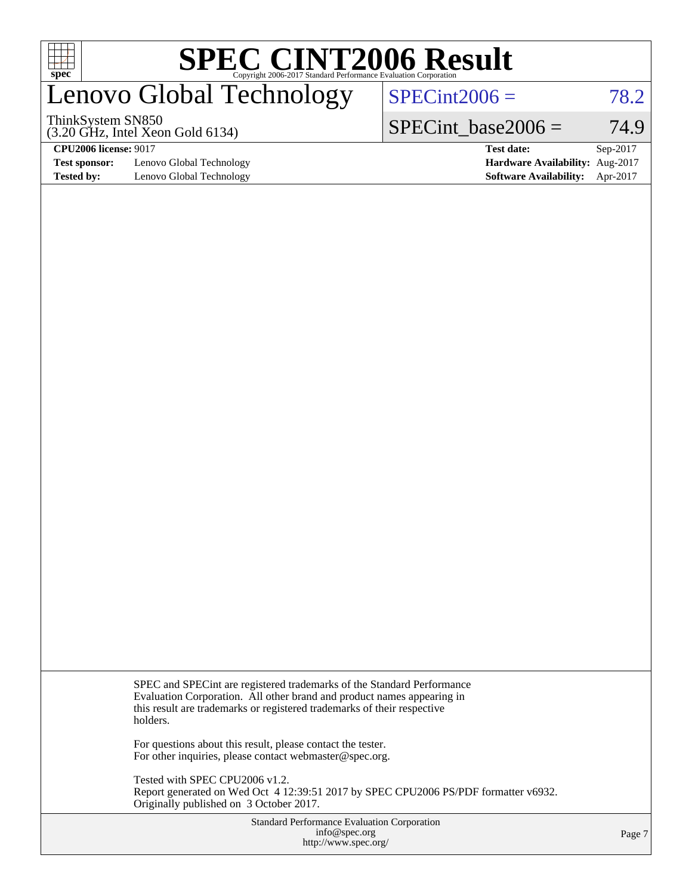SPEC and SPECint are registered trademarks of the Standard Performance Evaluation Corporation. All other brand and product names appearing in this result are trademarks or registered trademarks of their respective holders.

For questions about this result, please contact the tester.
For other inquiries, please contact webmaster@spec.org.

Tested with SPEC CPU2006 v1.2.
Report generated on Wed Oct 4 12:39:51 2017 by SPEC CPU2006 PS/PDF formatter v6932.
Originally published on 3 October 2017.